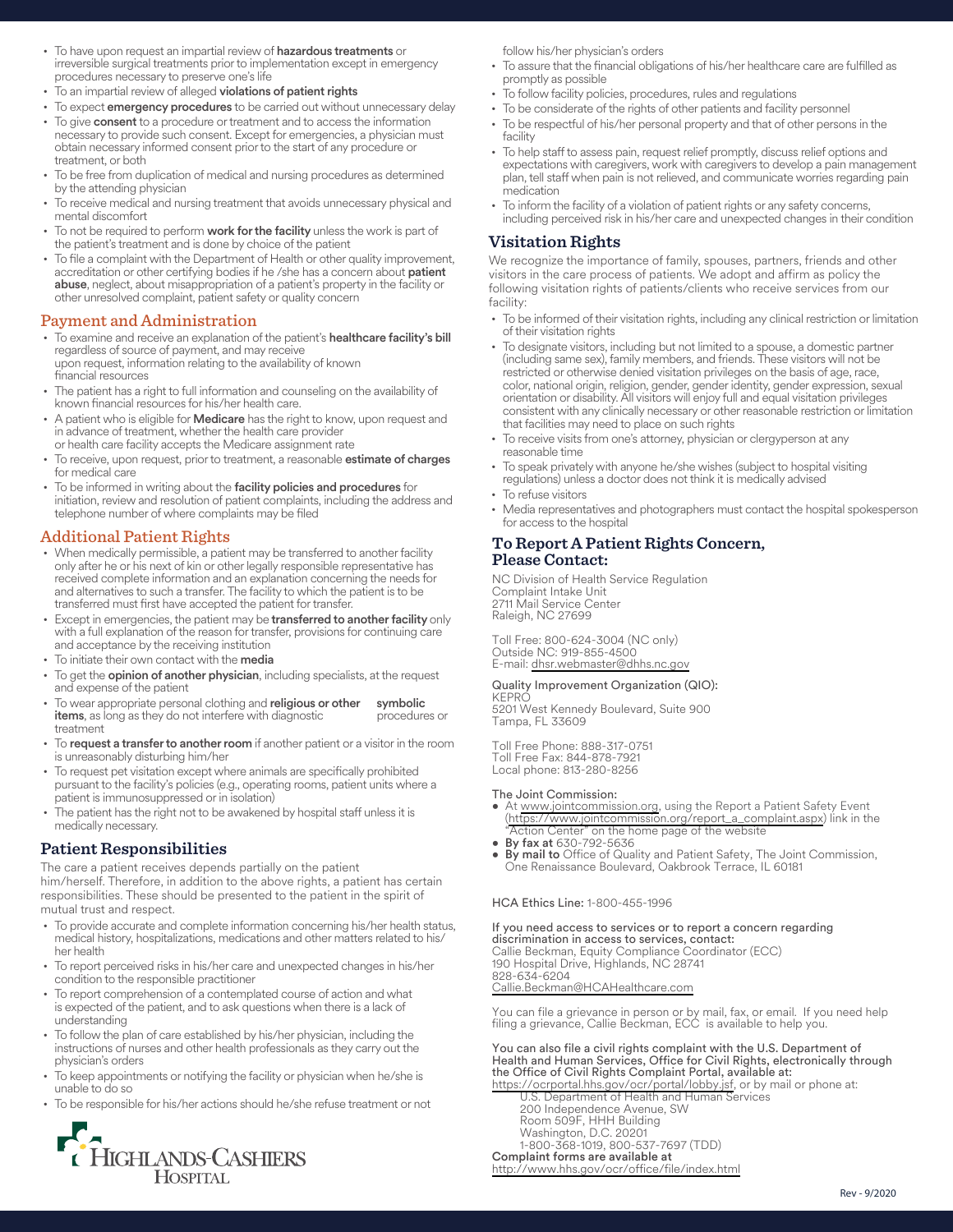- To have upon request an impartial review of **hazardous treatments** or irreversible surgical treatments prior to implementation except in emergency procedures necessary to preserve one's life
- To an impartial review of alleged **violations of patient rights**
- To expect **emergency procedures** to be carried out without unnecessary delay
- To give **consent** to a procedure or treatment and to access the information necessary to provide such consent. Except for emergencies, a physician must obtain necessary informed consent prior to the start of any procedure or treatment, or both
- To be free from duplication of medical and nursing procedures as determined by the attending physician
- To receive medical and nursing treatment that avoids unnecessary physical and mental discomfort
- To not be required to perform **work for the facility** unless the work is part of the patient's treatment and is done by choice of the patient
- To file a complaint with the Department of Health or other quality improvement, accreditation or other certifying bodies if he /she has a concern about **patient abuse**, neglect, about misappropriation of a patient's property in the facility or other unresolved complaint, patient safety or quality concern

## Payment and Administration

- To examine and receive an explanation of the patient's **healthcare facility's bill** regardless of source of payment, and may receive upon request, information relating to the availability of known financial resources
- The patient has a right to full information and counseling on the availability of known financial resources for his/her health care.
- A patient who is eligible for **Medicare** has the right to know, upon request and in advance of treatment, whether the health care provider or health care facility accepts the Medicare assignment rate
- To receive, upon request, prior to treatment, a reasonable **estimate of charges** for medical care
- To be informed in writing about the **facility policies and procedures** for initiation, review and resolution of patient complaints, including the address and telephone number of where complaints may be filed

## Additional Patient Rights

- When medically permissible, a patient may be transferred to another facility only after he or his next of kin or other legally responsible representative has received complete information and an explanation concerning the needs for and alternatives to such a transfer. The facility to which the patient is to be transferred must first have accepted the patient for transfer.
- Except in emergencies, the patient may be **transferred to another facility** only with a full explanation of the reason for transfer, provisions for continuing care and acceptance by the receiving institution
- To initiate their own contact with the **media**
- To get the **opinion of another physician**, including specialists, at the request and expense of the patient
- To wear appropriate personal clothing and **religious or other symbolic items**, as long as they do not interfere with diagnostic procedures or treatment
- To **request a transfer to another room** if another patient or a visitor in the room is unreasonably disturbing him/her
- To request pet visitation except where animals are specifically prohibited pursuant to the facility's policies (e.g., operating rooms, patient units where a patient is immunosuppressed or in isolation)
- The patient has the right not to be awakened by hospital staff unless it is medically necessary.

## Patient Responsibilities

The care a patient receives depends partially on the patient him/herself. Therefore, in addition to the above rights, a patient has certain responsibilities. These should be presented to the patient in the spirit of mutual trust and respect.

- To provide accurate and complete information concerning his/her health status, medical history, hospitalizations, medications and other matters related to his/her health
- To report perceived risks in his/her care and unexpected changes in his/her condition to the responsible practitioner
- To report comprehension of a contemplated course of action and what is expected of the patient, and to ask questions when there is a lack of understanding
- To follow the plan of care established by his/her physician, including the instructions of nurses and other health professionals as they carry out the physician's orders
- To keep appointments or notifying the facility or physician when he/she is unable to do so
- To be responsible for his/her actions should he/she refuse treatment or not follow his/her physician's orders
- To assure that the financial obligations of his/her healthcare care are fulfilled as promptly as possible
- To follow facility policies, procedures, rules and regulations
- To be considerate of the rights of other patients and facility personnel
- To be respectful of his/her personal property and that of other persons in the facility
- To help staff to assess pain, request relief promptly, discuss relief options and expectations with caregivers, work with caregivers to develop a pain management plan, tell staff when pain is not relieved, and communicate worries regarding pain medication
- To inform the facility of a violation of patient rights or any safety concerns, including perceived risk in his/her care and unexpected changes in their condition

## Visitation Rights

We recognize the importance of family, spouses, partners, friends and other visitors in the care process of patients. We adopt and affirm as policy the following visitation rights of patients/clients who receive services from our facility:

- To be informed of their visitation rights, including any clinical restriction or limitation of their visitation rights
- To designate visitors, including but not limited to a spouse, a domestic partner (including same sex), family members, and friends. These visitors will not be restricted or otherwise denied visitation privileges on the basis of age, race, color, national origin, religion, gender, gender identity, gender expression, sexual orientation or disability. All visitors will enjoy full and equal visitation privileges consistent with any clinically necessary or other reasonable restriction or limitation that facilities may need to place on such rights
- To receive visits from one's attorney, physician or clergyperson at any reasonable time
- To speak privately with anyone he/she wishes (subject to hospital visiting regulations) unless a doctor does not think it is medically advised
- To refuse visitors
- Media representatives and photographers must contact the hospital spokesperson for access to the hospital

## To Report A Patient Rights Concern, Please Contact:

NC Division of Health Service Regulation
Complaint Intake Unit
2711 Mail Service Center
Raleigh, NC 27699

Toll Free: 800-624-3004 (NC only)
Outside NC: 919-855-4500
E-mail: dhsr.webmaster@dhhs.nc.gov

Quality Improvement Organization (QIO):
KEPRO
5201 West Kennedy Boulevard, Suite 900
Tampa, FL 33609

Toll Free Phone: 888-317-0751
Toll Free Fax: 844-878-7921
Local phone: 813-280-8256

The Joint Commission:

- At www.jointcommission.org, using the Report a Patient Safety Event (https://www.jointcommission.org/report_a_complaint.aspx) link in the "Action Center" on the home page of the website
- **By fax at** 630-792-5636
- **By mail to** Office of Quality and Patient Safety, The Joint Commission, One Renaissance Boulevard, Oakbrook Terrace, IL 60181

HCA Ethics Line: 1-800-455-1996

If you need access to services or to report a concern regarding discrimination in access to services, contact:
Callie Beckman, Equity Compliance Coordinator (ECC)
190 Hospital Drive, Highlands, NC 28741
828-634-6204
Callie.Beckman@HCAHealthcare.com

You can file a grievance in person or by mail, fax, or email. If you need help filing a grievance, Callie Beckman, ECC is available to help you.

You can also file a civil rights complaint with the U.S. Department of Health and Human Services, Office for Civil Rights, electronically through the Office of Civil Rights Complaint Portal, available at:
https://ocrportal.hhs.gov/ocr/portal/lobby.jsf, or by mail or phone at:

U.S. Department of Health and Human Services
200 Independence Avenue, SW
Room 509F, HHH Building
Washington, D.C. 20201
1-800-368-1019, 800-537-7697 (TDD)

Complaint forms are available at
http://www.hhs.gov/ocr/office/file/index.html

Highlands-Cashiers Hospital

Rev - 9/2020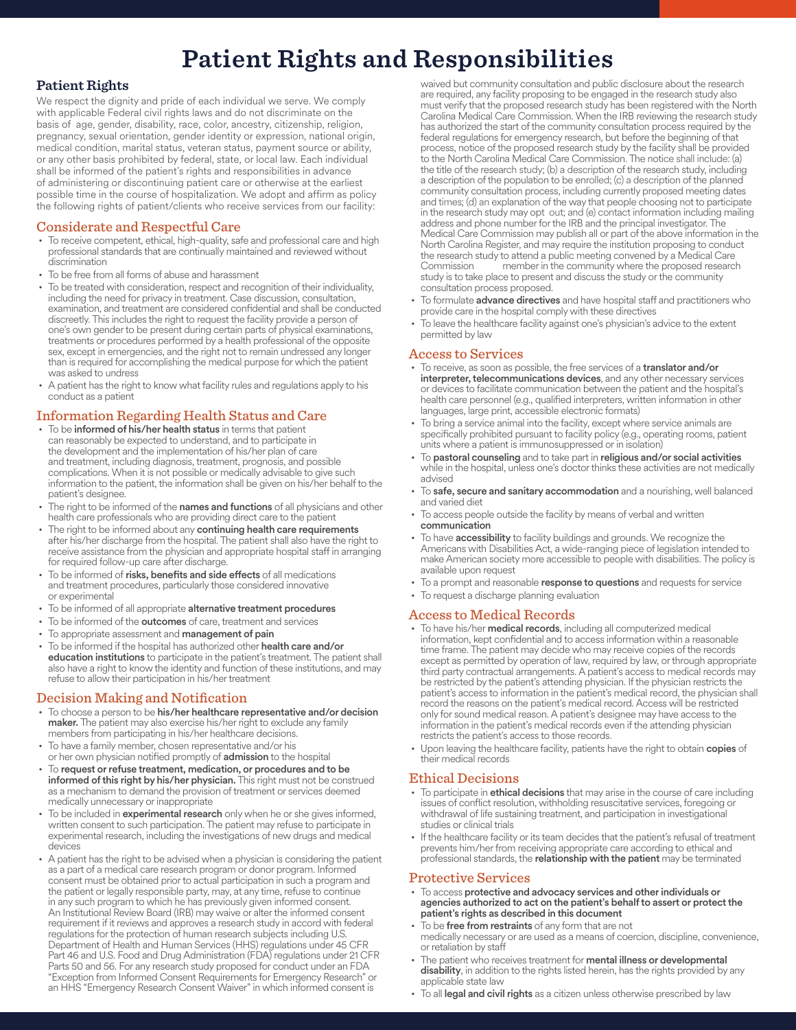// Sorted by reading order
# Patient Rights and Responsibilities

## Patient Rights

We respect the dignity and pride of each individual we serve. We comply with applicable Federal civil rights laws and do not discriminate on the basis of age, gender, disability, race, color, ancestry, citizenship, religion, pregnancy, sexual orientation, gender identity or expression, national origin, medical condition, marital status, veteran status, payment source or ability, or any other basis prohibited by federal, state, or local law. Each individual shall be informed of the patient's rights and responsibilities in advance of administering or discontinuing patient care or otherwise at the earliest possible time in the course of hospitalization. We adopt and affirm as policy the following rights of patient/clients who receive services from our facility:

### Considerate and Respectful Care

- To receive competent, ethical, high-quality, safe and professional care and high professional standards that are continually maintained and reviewed without discrimination
- To be free from all forms of abuse and harassment
- To be treated with consideration, respect and recognition of their individuality, including the need for privacy in treatment. Case discussion, consultation, examination, and treatment are considered confidential and shall be conducted discreetly. This includes the right to request the facility provide a person of one's own gender to be present during certain parts of physical examinations, treatments or procedures performed by a health professional of the opposite sex, except in emergencies, and the right not to remain undressed any longer than is required for accomplishing the medical purpose for which the patient was asked to undress
- A patient has the right to know what facility rules and regulations apply to his conduct as a patient

### Information Regarding Health Status and Care

- To be **informed of his/her health status** in terms that patient can reasonably be expected to understand, and to participate in the development and the implementation of his/her plan of care and treatment, including diagnosis, treatment, prognosis, and possible complications. When it is not possible or medically advisable to give such information to the patient, the information shall be given on his/her behalf to the patient's designee.
- The right to be informed of the **names and functions** of all physicians and other health care professionals who are providing direct care to the patient
- The right to be informed about any **continuing health care requirements** after his/her discharge from the hospital. The patient shall also have the right to receive assistance from the physician and appropriate hospital staff in arranging for required follow-up care after discharge.
- To be informed of **risks, benefits and side effects** of all medications and treatment procedures, particularly those considered innovative or experimental
- To be informed of all appropriate **alternative treatment procedures**
- To be informed of the **outcomes** of care, treatment and services
- To appropriate assessment and **management of pain**
- To be informed if the hospital has authorized other **health care and/or education institutions** to participate in the patient's treatment. The patient shall also have a right to know the identity and function of these institutions, and may refuse to allow their participation in his/her treatment

### Decision Making and Notification

- To choose a person to be **his/her healthcare representative and/or decision maker.** The patient may also exercise his/her right to exclude any family members from participating in his/her healthcare decisions.
- To have a family member, chosen representative and/or his or her own physician notified promptly of **admission** to the hospital
- To **request or refuse treatment, medication, or procedures and to be informed of this right by his/her physician.** This right must not be construed as a mechanism to demand the provision of treatment or services deemed medically unnecessary or inappropriate
- To be included in **experimental research** only when he or she gives informed, written consent to such participation. The patient may refuse to participate in experimental research, including the investigations of new drugs and medical devices
- A patient has the right to be advised when a physician is considering the patient as a part of a medical care research program or donor program. Informed consent must be obtained prior to actual participation in such a program and the patient or legally responsible party, may, at any time, refuse to continue in any such program to which he has previously given informed consent. An Institutional Review Board (IRB) may waive or alter the informed consent requirement if it reviews and approves a research study in accord with federal regulations for the protection of human research subjects including U.S. Department of Health and Human Services (HHS) regulations under 45 CFR Part 46 and U.S. Food and Drug Administration (FDA) regulations under 21 CFR Parts 50 and 56. For any research study proposed for conduct under an FDA "Exception from Informed Consent Requirements for Emergency Research" or an HHS "Emergency Research Consent Waiver" in which informed consent is waived but community consultation and public disclosure about the research are required, any facility proposing to be engaged in the research study also must verify that the proposed research study has been registered with the North Carolina Medical Care Commission. When the IRB reviewing the research study has authorized the start of the community consultation process required by the federal regulations for emergency research, but before the beginning of that process, notice of the proposed research study by the facility shall be provided to the North Carolina Medical Care Commission. The notice shall include: (a) the title of the research study; (b) a description of the research study, including a description of the population to be enrolled; (c) a description of the planned community consultation process, including currently proposed meeting dates and times; (d) an explanation of the way that people choosing not to participate in the research study may opt out; and (e) contact information including mailing address and phone number for the IRB and the principal investigator. The Medical Care Commission may publish all or part of the above information in the North Carolina Register, and may require the institution proposing to conduct the research study to attend a public meeting convened by a Medical Care Commission member in the community where the proposed research study is to take place to present and discuss the study or the community consultation process proposed.
- To formulate **advance directives** and have hospital staff and practitioners who provide care in the hospital comply with these directives
- To leave the healthcare facility against one's physician's advice to the extent permitted by law

### Access to Services

- To receive, as soon as possible, the free services of a **translator and/or interpreter, telecommunications devices**, and any other necessary services or devices to facilitate communication between the patient and the hospital's health care personnel (e.g., qualified interpreters, written information in other languages, large print, accessible electronic formats)
- To bring a service animal into the facility, except where service animals are specifically prohibited pursuant to facility policy (e.g., operating rooms, patient units where a patient is immunosuppressed or in isolation)
- To **pastoral counseling** and to take part in **religious and/or social activities** while in the hospital, unless one's doctor thinks these activities are not medically advised
- To **safe, secure and sanitary accommodation** and a nourishing, well balanced and varied diet
- To access people outside the facility by means of verbal and written **communication**
- To have **accessibility** to facility buildings and grounds. We recognize the Americans with Disabilities Act, a wide-ranging piece of legislation intended to make American society more accessible to people with disabilities. The policy is available upon request
- To a prompt and reasonable **response to questions** and requests for service
- To request a discharge planning evaluation

### Access to Medical Records

- To have his/her **medical records**, including all computerized medical information, kept confidential and to access information within a reasonable time frame. The patient may decide who may receive copies of the records except as permitted by operation of law, required by law, or through appropriate third party contractual arrangements. A patient's access to medical records may be restricted by the patient's attending physician. If the physician restricts the patient's access to information in the patient's medical record, the physician shall record the reasons on the patient's medical record. Access will be restricted only for sound medical reason. A patient's designee may have access to the information in the patient's medical records even if the attending physician restricts the patient's access to those records.
- Upon leaving the healthcare facility, patients have the right to obtain **copies** of their medical records

### Ethical Decisions

- To participate in **ethical decisions** that may arise in the course of care including issues of conflict resolution, withholding resuscitative services, foregoing or withdrawal of life sustaining treatment, and participation in investigational studies or clinical trials
- If the healthcare facility or its team decides that the patient's refusal of treatment prevents him/her from receiving appropriate care according to ethical and professional standards, the **relationship with the patient** may be terminated

### Protective Services

- To access **protective and advocacy services and other individuals or agencies authorized to act on the patient's behalf to assert or protect the patient's rights as described in this document**
- To be **free from restraints** of any form that are not medically necessary or are used as a means of coercion, discipline, convenience, or retaliation by staff
- The patient who receives treatment for **mental illness or developmental disability**, in addition to the rights listed herein, has the rights provided by any applicable state law
- To all **legal and civil rights** as a citizen unless otherwise prescribed by law